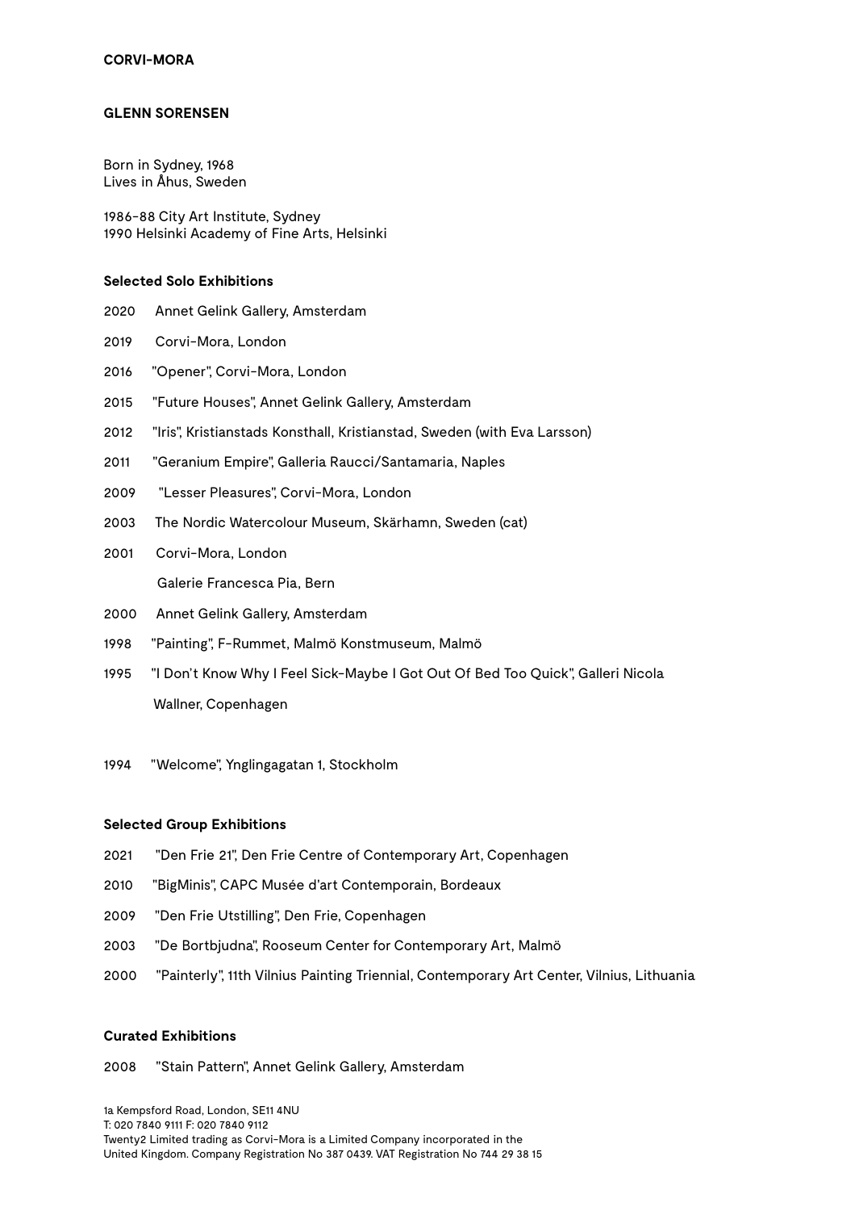**CORVI-MORA**

# GLENN SORENSEN

Born in Sydney, 1968
Lives in Åhus, Sweden

1986-88 City Art Institute, Sydney
1990 Helsinki Academy of Fine Arts, Helsinki

## Selected Solo Exhibitions

2020 Annet Gelink Gallery, Amsterdam

2019 Corvi-Mora, London

2016 "Opener", Corvi-Mora, London

2015 "Future Houses", Annet Gelink Gallery, Amsterdam

2012 "Iris", Kristianstads Konsthall, Kristianstad, Sweden (with Eva Larsson)

2011 "Geranium Empire", Galleria Raucci/Santamaria, Naples

2009 "Lesser Pleasures", Corvi-Mora, London

2003 The Nordic Watercolour Museum, Skärhamn, Sweden (cat)

2001 Corvi-Mora, London

Galerie Francesca Pia, Bern

2000 Annet Gelink Gallery, Amsterdam

1998 "Painting", F-Rummet, Malmö Konstmuseum, Malmö

1995 "I Don't Know Why I Feel Sick-Maybe I Got Out Of Bed Too Quick", Galleri Nicola Wallner, Copenhagen

1994 "Welcome", Ynglingagatan 1, Stockholm

## Selected Group Exhibitions

2021 "Den Frie 21", Den Frie Centre of Contemporary Art, Copenhagen

2010 "BigMinis", CAPC Musée d'art Contemporain, Bordeaux

2009 "Den Frie Utstilling", Den Frie, Copenhagen

2003 "De Bortbjudna", Rooseum Center for Contemporary Art, Malmö

2000 "Painterly", 11th Vilnius Painting Triennial, Contemporary Art Center, Vilnius, Lithuania

## Curated Exhibitions

2008 "Stain Pattern", Annet Gelink Gallery, Amsterdam

1a Kempsford Road, London, SE11 4NU
T: 020 7840 9111 F: 020 7840 9112
Twenty2 Limited trading as Corvi-Mora is a Limited Company incorporated in the United Kingdom. Company Registration No 387 0439. VAT Registration No 744 29 38 15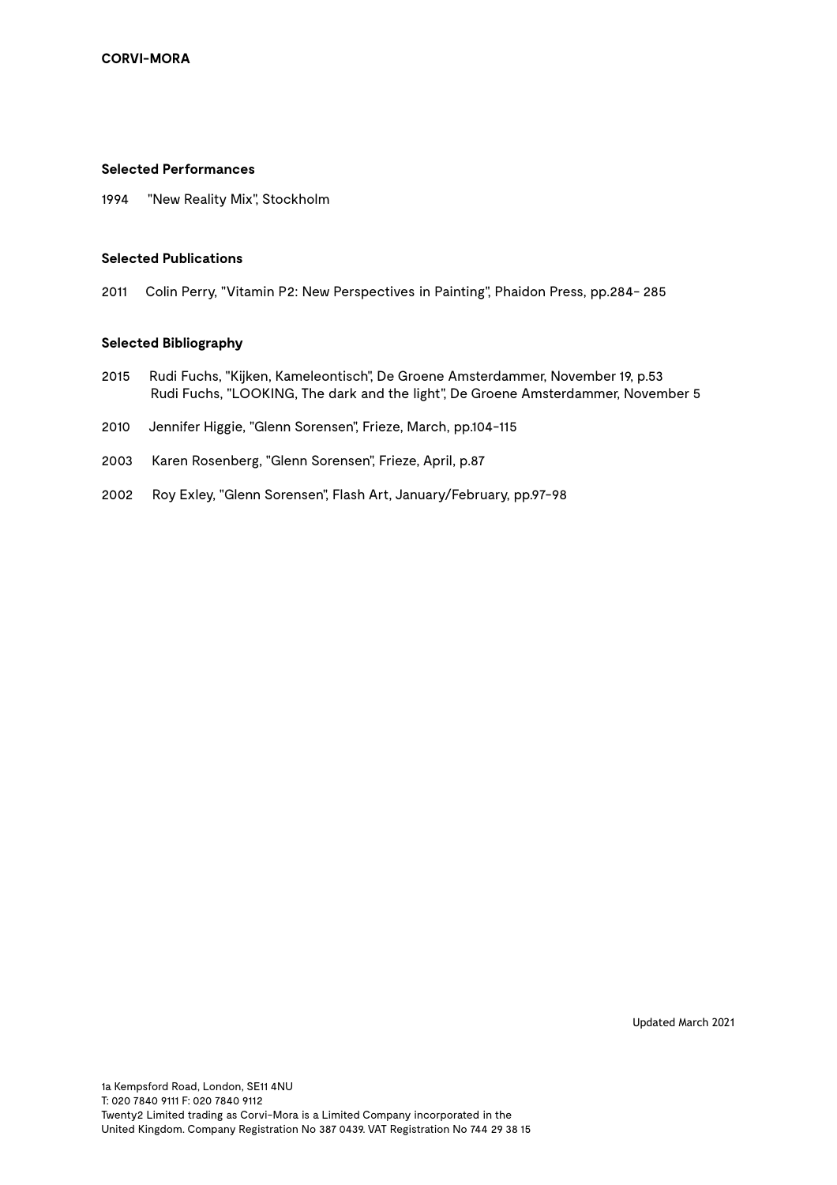## Selected Performances

1994 "New Reality Mix", Stockholm

## Selected Publications

2011 Colin Perry, "Vitamin P2: New Perspectives in Painting", Phaidon Press, pp.284- 285

## Selected Bibliography

2015 Rudi Fuchs, "Kijken, Kameleontisch", De Groene Amsterdammer, November 19, p.53
Rudi Fuchs, "LOOKING, The dark and the light", De Groene Amsterdammer, November 5

2010 Jennifer Higgie, "Glenn Sorensen", Frieze, March, pp.104-115

2003 Karen Rosenberg, "Glenn Sorensen", Frieze, April, p.87

2002 Roy Exley, "Glenn Sorensen", Flash Art, January/February, pp.97-98

Updated March 2021

1a Kempsford Road, London, SE11 4NU
T: 020 7840 9111 F: 020 7840 9112
Twenty2 Limited trading as Corvi-Mora is a Limited Company incorporated in the United Kingdom. Company Registration No 387 0439. VAT Registration No 744 29 38 15